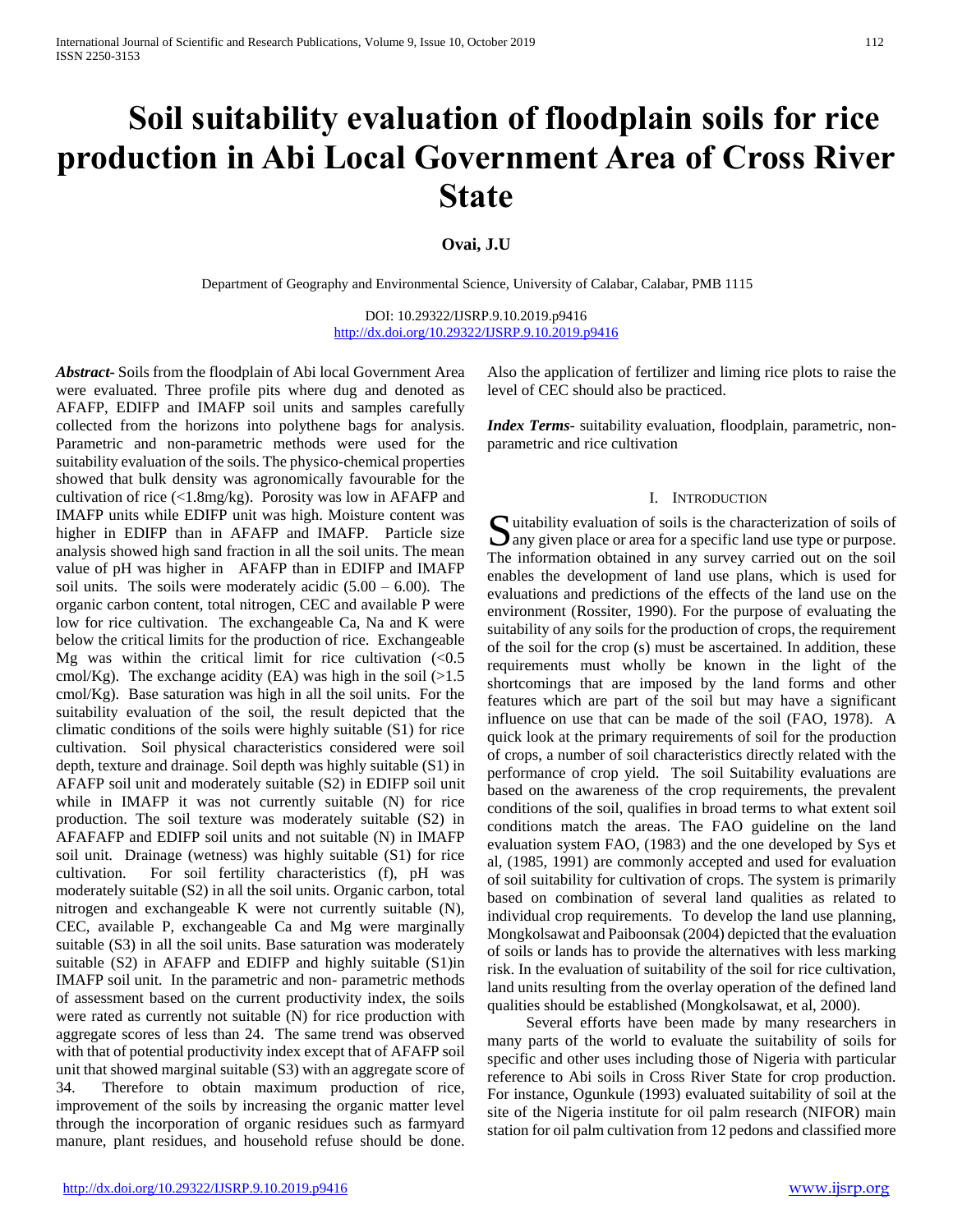# Soil suitability evaluation of floodplain soils for rice production in Abi Local Government Area of Cross River State

**Ovai, J.U**

Department of Geography and Environmental Science, University of Calabar, Calabar, PMB 1115

DOI: 10.29322/IJSRP.9.10.2019.p9416
http://dx.doi.org/10.29322/IJSRP.9.10.2019.p9416

***Abstract***- Soils from the floodplain of Abi local Government Area were evaluated. Three profile pits where dug and denoted as AFAFP, EDIFP and IMAFP soil units and samples carefully collected from the horizons into polythene bags for analysis. Parametric and non-parametric methods were used for the suitability evaluation of the soils. The physico-chemical properties showed that bulk density was agronomically favourable for the cultivation of rice (<1.8mg/kg). Porosity was low in AFAFP and IMAFP units while EDIFP unit was high. Moisture content was higher in EDIFP than in AFAFP and IMAFP. Particle size analysis showed high sand fraction in all the soil units. The mean value of pH was higher in AFAFP than in EDIFP and IMAFP soil units. The soils were moderately acidic (5.00 – 6.00). The organic carbon content, total nitrogen, CEC and available P were low for rice cultivation. The exchangeable Ca, Na and K were below the critical limits for the production of rice. Exchangeable Mg was within the critical limit for rice cultivation (<0.5 cmol/Kg). The exchange acidity (EA) was high in the soil (>1.5 cmol/Kg). Base saturation was high in all the soil units. For the suitability evaluation of the soil, the result depicted that the climatic conditions of the soils were highly suitable (S1) for rice cultivation. Soil physical characteristics considered were soil depth, texture and drainage. Soil depth was highly suitable (S1) in AFAFP soil unit and moderately suitable (S2) in EDIFP soil unit while in IMAFP it was not currently suitable (N) for rice production. The soil texture was moderately suitable (S2) in AFAFAFP and EDIFP soil units and not suitable (N) in IMAFP soil unit. Drainage (wetness) was highly suitable (S1) for rice cultivation. For soil fertility characteristics (f), pH was moderately suitable (S2) in all the soil units. Organic carbon, total nitrogen and exchangeable K were not currently suitable (N), CEC, available P, exchangeable Ca and Mg were marginally suitable (S3) in all the soil units. Base saturation was moderately suitable (S2) in AFAFP and EDIFP and highly suitable (S1)in IMAFP soil unit. In the parametric and non- parametric methods of assessment based on the current productivity index, the soils were rated as currently not suitable (N) for rice production with aggregate scores of less than 24. The same trend was observed with that of potential productivity index except that of AFAFP soil unit that showed marginal suitable (S3) with an aggregate score of 34. Therefore to obtain maximum production of rice, improvement of the soils by increasing the organic matter level through the incorporation of organic residues such as farmyard manure, plant residues, and household refuse should be done. Also the application of fertilizer and liming rice plots to raise the level of CEC should also be practiced.

***Index Terms***- suitability evaluation, floodplain, parametric, non-parametric and rice cultivation

## I. Introduction

Suitability evaluation of soils is the characterization of soils of any given place or area for a specific land use type or purpose. The information obtained in any survey carried out on the soil enables the development of land use plans, which is used for evaluations and predictions of the effects of the land use on the environment (Rossiter, 1990). For the purpose of evaluating the suitability of any soils for the production of crops, the requirement of the soil for the crop (s) must be ascertained. In addition, these requirements must wholly be known in the light of the shortcomings that are imposed by the land forms and other features which are part of the soil but may have a significant influence on use that can be made of the soil (FAO, 1978). A quick look at the primary requirements of soil for the production of crops, a number of soil characteristics directly related with the performance of crop yield. The soil Suitability evaluations are based on the awareness of the crop requirements, the prevalent conditions of the soil, qualifies in broad terms to what extent soil conditions match the areas. The FAO guideline on the land evaluation system FAO, (1983) and the one developed by Sys et al, (1985, 1991) are commonly accepted and used for evaluation of soil suitability for cultivation of crops. The system is primarily based on combination of several land qualities as related to individual crop requirements. To develop the land use planning, Mongkolsawat and Paiboonsak (2004) depicted that the evaluation of soils or lands has to provide the alternatives with less marking risk. In the evaluation of suitability of the soil for rice cultivation, land units resulting from the overlay operation of the defined land qualities should be established (Mongkolsawat, et al, 2000).

Several efforts have been made by many researchers in many parts of the world to evaluate the suitability of soils for specific and other uses including those of Nigeria with particular reference to Abi soils in Cross River State for crop production. For instance, Ogunkule (1993) evaluated suitability of soil at the site of the Nigeria institute for oil palm research (NIFOR) main station for oil palm cultivation from 12 pedons and classified more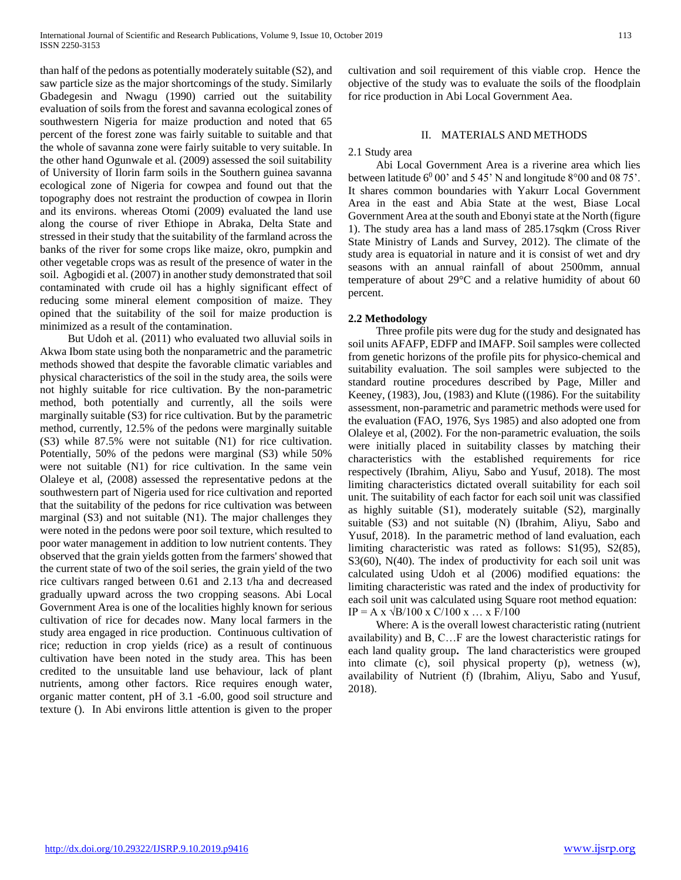than half of the pedons as potentially moderately suitable (S2), and saw particle size as the major shortcomings of the study. Similarly Gbadegesin and Nwagu (1990) carried out the suitability evaluation of soils from the forest and savanna ecological zones of southwestern Nigeria for maize production and noted that 65 percent of the forest zone was fairly suitable to suitable and that the whole of savanna zone were fairly suitable to very suitable. In the other hand Ogunwale et al. (2009) assessed the soil suitability of University of Ilorin farm soils in the Southern guinea savanna ecological zone of Nigeria for cowpea and found out that the topography does not restraint the production of cowpea in Ilorin and its environs. whereas Otomi (2009) evaluated the land use along the course of river Ethiope in Abraka, Delta State and stressed in their study that the suitability of the farmland across the banks of the river for some crops like maize, okro, pumpkin and other vegetable crops was as result of the presence of water in the soil. Agbogidi et al. (2007) in another study demonstrated that soil contaminated with crude oil has a highly significant effect of reducing some mineral element composition of maize. They opined that the suitability of the soil for maize production is minimized as a result of the contamination.

But Udoh et al. (2011) who evaluated two alluvial soils in Akwa Ibom state using both the nonparametric and the parametric methods showed that despite the favorable climatic variables and physical characteristics of the soil in the study area, the soils were not highly suitable for rice cultivation. By the non-parametric method, both potentially and currently, all the soils were marginally suitable (S3) for rice cultivation. But by the parametric method, currently, 12.5% of the pedons were marginally suitable (S3) while 87.5% were not suitable (N1) for rice cultivation. Potentially, 50% of the pedons were marginal (S3) while 50% were not suitable (N1) for rice cultivation. In the same vein Olaleye et al, (2008) assessed the representative pedons at the southwestern part of Nigeria used for rice cultivation and reported that the suitability of the pedons for rice cultivation was between marginal (S3) and not suitable (N1). The major challenges they were noted in the pedons were poor soil texture, which resulted to poor water management in addition to low nutrient contents. They observed that the grain yields gotten from the farmers' showed that the current state of two of the soil series, the grain yield of the two rice cultivars ranged between 0.61 and 2.13 t/ha and decreased gradually upward across the two cropping seasons. Abi Local Government Area is one of the localities highly known for serious cultivation of rice for decades now. Many local farmers in the study area engaged in rice production. Continuous cultivation of rice; reduction in crop yields (rice) as a result of continuous cultivation have been noted in the study area. This has been credited to the unsuitable land use behaviour, lack of plant nutrients, among other factors. Rice requires enough water, organic matter content, pH of 3.1 -6.00, good soil structure and texture (). In Abi environs little attention is given to the proper cultivation and soil requirement of this viable crop. Hence the objective of the study was to evaluate the soils of the floodplain for rice production in Abi Local Government Aea.

## II. MATERIALS AND METHODS

### 2.1 Study area

Abi Local Government Area is a riverine area which lies between latitude $6^0$ 00' and 5 45' N and longitude 8°00 and 08 75'. It shares common boundaries with Yakurr Local Government Area in the east and Abia State at the west, Biase Local Government Area at the south and Ebonyi state at the North (figure 1). The study area has a land mass of 285.17sqkm (Cross River State Ministry of Lands and Survey, 2012). The climate of the study area is equatorial in nature and it is consist of wet and dry seasons with an annual rainfall of about 2500mm, annual temperature of about 29°C and a relative humidity of about 60 percent.

### 2.2 Methodology

Three profile pits were dug for the study and designated has soil units AFAFP, EDFP and IMAFP. Soil samples were collected from genetic horizons of the profile pits for physico-chemical and suitability evaluation. The soil samples were subjected to the standard routine procedures described by Page, Miller and Keeney, (1983), Jou, (1983) and Klute ((1986). For the suitability assessment, non-parametric and parametric methods were used for the evaluation (FAO, 1976, Sys 1985) and also adopted one from Olaleye et al, (2002). For the non-parametric evaluation, the soils were initially placed in suitability classes by matching their characteristics with the established requirements for rice respectively (Ibrahim, Aliyu, Sabo and Yusuf, 2018). The most limiting characteristics dictated overall suitability for each soil unit. The suitability of each factor for each soil unit was classified as highly suitable (S1), moderately suitable (S2), marginally suitable (S3) and not suitable (N) (Ibrahim, Aliyu, Sabo and Yusuf, 2018). In the parametric method of land evaluation, each limiting characteristic was rated as follows: S1(95), S2(85), S3(60), N(40). The index of productivity for each soil unit was calculated using Udoh et al (2006) modified equations: the limiting characteristic was rated and the index of productivity for each soil unit was calculated using Square root method equation:

$$IP = A \times \sqrt{B/100 \times C/100 \times \ldots \times F/100}$$

Where: A is the overall lowest characteristic rating (nutrient availability) and B, C…F are the lowest characteristic ratings for each land quality group**.** The land characteristics were grouped into climate (c), soil physical property (p), wetness (w), availability of Nutrient (f) (Ibrahim, Aliyu, Sabo and Yusuf, 2018).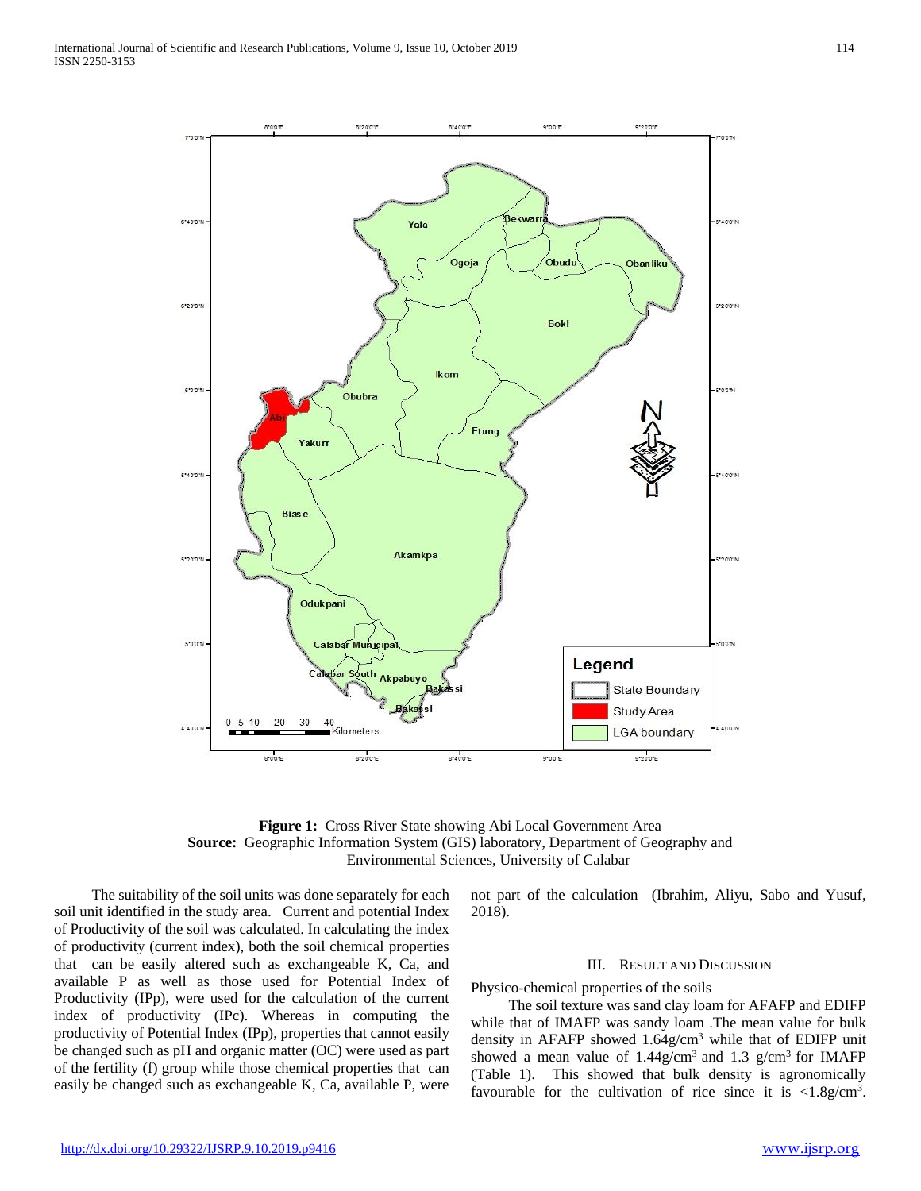**Figure 1:** Cross River State showing Abi Local Government Area
**Source:** Geographic Information System (GIS) laboratory, Department of Geography and Environmental Sciences, University of Calabar

The suitability of the soil units was done separately for each soil unit identified in the study area. Current and potential Index of Productivity of the soil was calculated. In calculating the index of productivity (current index), both the soil chemical properties that can be easily altered such as exchangeable K, Ca, and available P as well as those used for Potential Index of Productivity (IPp), were used for the calculation of the current index of productivity (IPc). Whereas in computing the productivity of Potential Index (IPp), properties that cannot easily be changed such as pH and organic matter (OC) were used as part of the fertility (f) group while those chemical properties that can easily be changed such as exchangeable K, Ca, available P, were not part of the calculation (Ibrahim, Aliyu, Sabo and Yusuf, 2018).

## III. Result and Discussion

Physico-chemical properties of the soils

The soil texture was sand clay loam for AFAFP and EDIFP while that of IMAFP was sandy loam .The mean value for bulk density in AFAFP showed 1.64g/cm$^3$ while that of EDIFP unit showed a mean value of 1.44g/cm$^3$ and 1.3 g/cm$^3$ for IMAFP (Table 1). This showed that bulk density is agronomically favourable for the cultivation of rice since it is <1.8g/cm$^3$.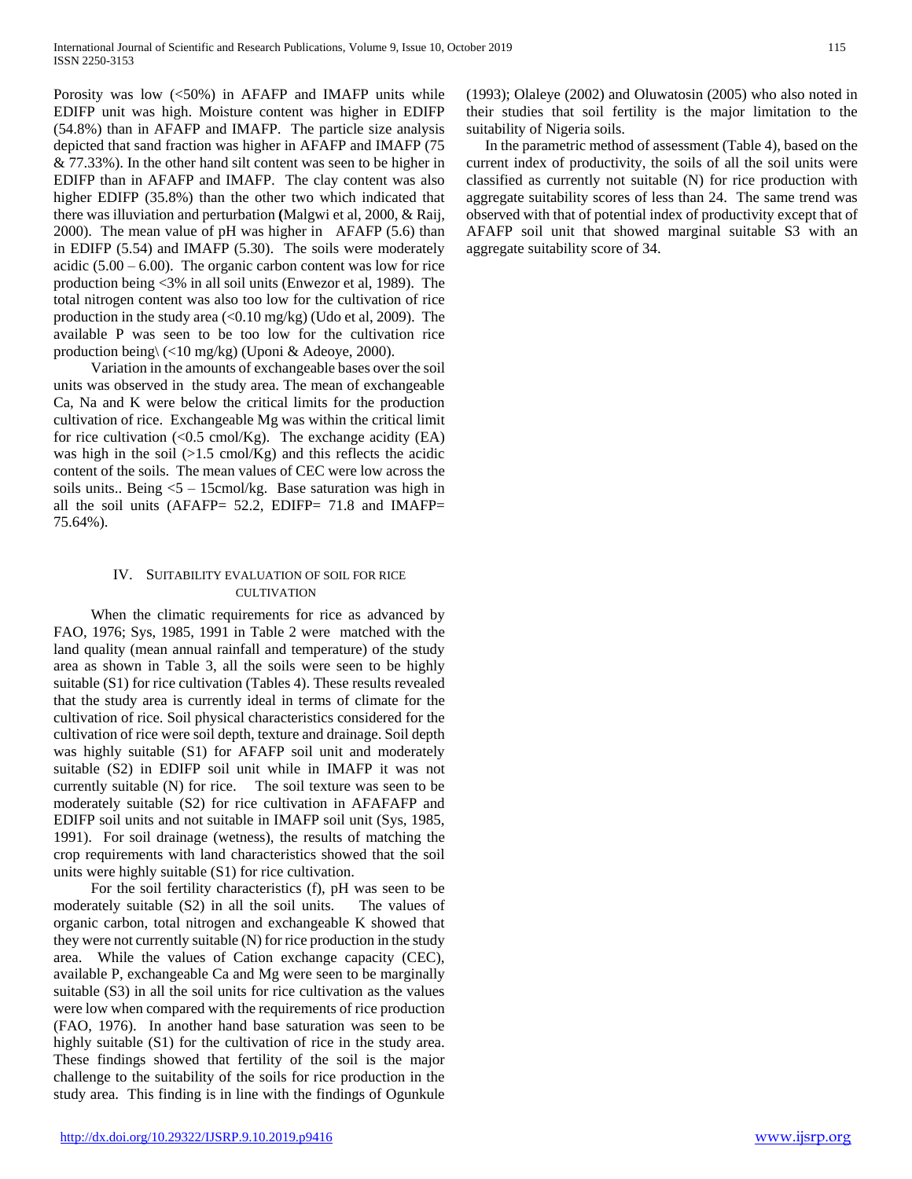Porosity was low (<50%) in AFAFP and IMAFP units while EDIFP unit was high. Moisture content was higher in EDIFP (54.8%) than in AFAFP and IMAFP. The particle size analysis depicted that sand fraction was higher in AFAFP and IMAFP (75 & 77.33%). In the other hand silt content was seen to be higher in EDIFP than in AFAFP and IMAFP. The clay content was also higher EDIFP (35.8%) than the other two which indicated that there was illuviation and perturbation **(**Malgwi et al, 2000, & Raij, 2000). The mean value of pH was higher in AFAFP (5.6) than in EDIFP (5.54) and IMAFP (5.30). The soils were moderately acidic (5.00 – 6.00). The organic carbon content was low for rice production being <3% in all soil units (Enwezor et al, 1989). The total nitrogen content was also too low for the cultivation of rice production in the study area (<0.10 mg/kg) (Udo et al, 2009). The available P was seen to be too low for the cultivation rice production being\ (<10 mg/kg) (Uponi & Adeoye, 2000).

Variation in the amounts of exchangeable bases over the soil units was observed in the study area. The mean of exchangeable Ca, Na and K were below the critical limits for the production cultivation of rice. Exchangeable Mg was within the critical limit for rice cultivation (<0.5 cmol/Kg). The exchange acidity (EA) was high in the soil (>1.5 cmol/Kg) and this reflects the acidic content of the soils. The mean values of CEC were low across the soils units.. Being <5 – 15cmol/kg. Base saturation was high in all the soil units (AFAFP= 52.2, EDIFP= 71.8 and IMAFP= 75.64%).

## IV. Suitability evaluation of soil for rice cultivation

When the climatic requirements for rice as advanced by FAO, 1976; Sys, 1985, 1991 in Table 2 were matched with the land quality (mean annual rainfall and temperature) of the study area as shown in Table 3, all the soils were seen to be highly suitable (S1) for rice cultivation (Tables 4). These results revealed that the study area is currently ideal in terms of climate for the cultivation of rice. Soil physical characteristics considered for the cultivation of rice were soil depth, texture and drainage. Soil depth was highly suitable (S1) for AFAFP soil unit and moderately suitable (S2) in EDIFP soil unit while in IMAFP it was not currently suitable (N) for rice. The soil texture was seen to be moderately suitable (S2) for rice cultivation in AFAFAFP and EDIFP soil units and not suitable in IMAFP soil unit (Sys, 1985, 1991). For soil drainage (wetness), the results of matching the crop requirements with land characteristics showed that the soil units were highly suitable (S1) for rice cultivation.

For the soil fertility characteristics (f), pH was seen to be moderately suitable (S2) in all the soil units. The values of organic carbon, total nitrogen and exchangeable K showed that they were not currently suitable (N) for rice production in the study area. While the values of Cation exchange capacity (CEC), available P, exchangeable Ca and Mg were seen to be marginally suitable (S3) in all the soil units for rice cultivation as the values were low when compared with the requirements of rice production (FAO, 1976). In another hand base saturation was seen to be highly suitable (S1) for the cultivation of rice in the study area. These findings showed that fertility of the soil is the major challenge to the suitability of the soils for rice production in the study area. This finding is in line with the findings of Ogunkule (1993); Olaleye (2002) and Oluwatosin (2005) who also noted in their studies that soil fertility is the major limitation to the suitability of Nigeria soils.

In the parametric method of assessment (Table 4), based on the current index of productivity, the soils of all the soil units were classified as currently not suitable (N) for rice production with aggregate suitability scores of less than 24. The same trend was observed with that of potential index of productivity except that of AFAFP soil unit that showed marginal suitable S3 with an aggregate suitability score of 34.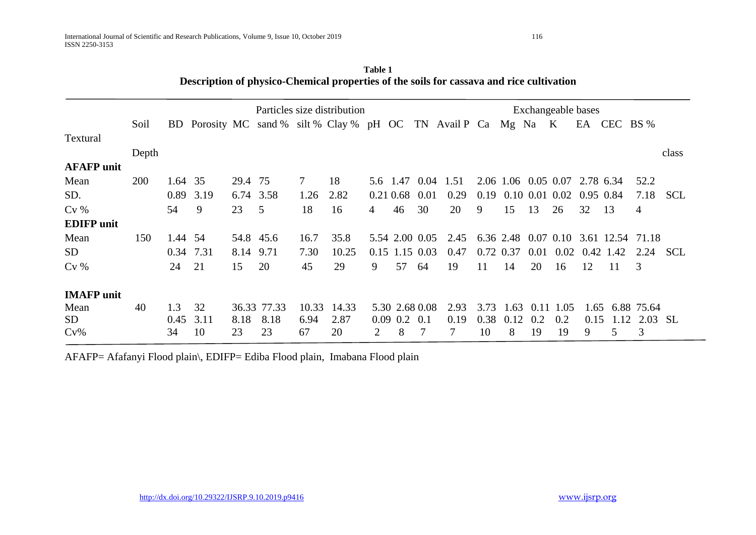**Table 1**
**Description of physico-Chemical properties of the soils for cassava and rice cultivation**

| | Soil Depth | BD | Porosity | MC | Particles size distribution sand % | silt % | Clay % | pH | OC | TN | Avail P | Exchangeable bases Ca | Mg | Na | K | EA | CEC | BS % | Textural class |
|---|---|---|---|---|---|---|---|---|---|---|---|---|---|---|---|---|---|---|---|
| **AFAFP unit** | | | | | | | | | | | | | | | | | | | |
| Mean | 200 | 1.64 | 35 | 29.4 | 75 | 7 | 18 | 5.6 | 1.47 | 0.04 | 1.51 | 2.06 | 1.06 | 0.05 | 0.07 | 2.78 | 6.34 | 52.2 | |
| SD. | | 0.89 | 3.19 | 6.74 | 3.58 | 1.26 | 2.82 | 0.21 | 0.68 | 0.01 | 0.29 | 0.19 | 0.10 | 0.01 | 0.02 | 0.95 | 0.84 | 7.18 | SCL |
| Cv % | | 54 | 9 | 23 | 5 | 18 | 16 | 4 | 46 | 30 | 20 | 9 | 15 | 13 | 26 | 32 | 13 | 4 | |
| **EDIFP unit** | | | | | | | | | | | | | | | | | | | |
| Mean | 150 | 1.44 | 54 | 54.8 | 45.6 | 16.7 | 35.8 | 5.54 | 2.00 | 0.05 | 2.45 | 6.36 | 2.48 | 0.07 | 0.10 | 3.61 | 12.54 | 71.18 | |
| SD | | 0.34 | 7.31 | 8.14 | 9.71 | 7.30 | 10.25 | 0.15 | 1.15 | 0.03 | 0.47 | 0.72 | 0.37 | 0.01 | 0.02 | 0.42 | 1.42 | 2.24 | SCL |
| Cv % | | 24 | 21 | 15 | 20 | 45 | 29 | 9 | 57 | 64 | 19 | 11 | 14 | 20 | 16 | 12 | 11 | 3 | |
| **IMAFP unit** | | | | | | | | | | | | | | | | | | | |
| Mean | 40 | 1.3 | 32 | 36.33 | 77.33 | 10.33 | 14.33 | 5.30 | 2.68 | 0.08 | 2.93 | 3.73 | 1.63 | 0.11 | 1.05 | 1.65 | 6.88 | 75.64 | |
| SD | | 0.45 | 3.11 | 8.18 | 8.18 | 6.94 | 2.87 | 0.09 | 0.2 | 0.1 | 0.19 | 0.38 | 0.12 | 0.2 | 0.2 | 0.15 | 1.12 | 2.03 | SL |
| Cv% | | 34 | 10 | 23 | 23 | 67 | 20 | 2 | 8 | 7 | 7 | 10 | 8 | 19 | 19 | 9 | 5 | 3 | |

AFAFP= Afafanyi Flood plain\, EDIFP= Ediba Flood plain, Imabana Flood plain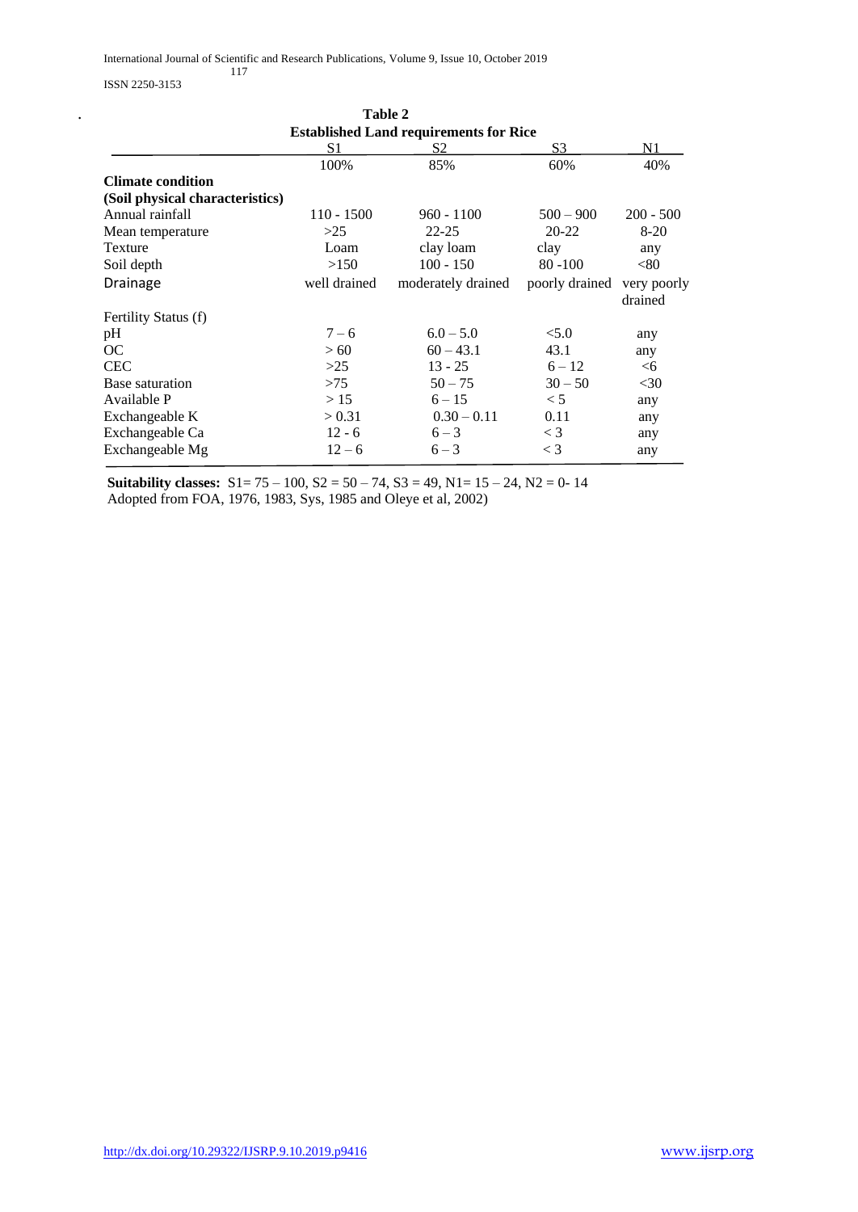**Table 2**

**Established Land requirements for Rice**

| | S1 | S2 | S3 | N1 |
|---|---|---|---|---|
| | 100% | 85% | 60% | 40% |
| **Climate condition** | | | | |
| **(Soil physical characteristics)** | | | | |
| Annual rainfall | 110 - 1500 | 960 - 1100 | 500 – 900 | 200 - 500 |
| Mean temperature | >25 | 22-25 | 20-22 | 8-20 |
| Texture | Loam | clay loam | clay | any |
| Soil depth | >150 | 100 - 150 | 80 -100 | <80 |
| Drainage | well drained | moderately drained | poorly drained | very poorly drained |
| Fertility Status (f) | | | | |
| pH | 7 – 6 | 6.0 – 5.0 | <5.0 | any |
| OC | > 60 | 60 – 43.1 | 43.1 | any |
| CEC | >25 | 13 - 25 | 6 – 12 | <6 |
| Base saturation | >75 | 50 – 75 | 30 – 50 | <30 |
| Available P | > 15 | 6 – 15 | < 5 | any |
| Exchangeable K | > 0.31 | 0.30 – 0.11 | 0.11 | any |
| Exchangeable Ca | 12 - 6 | 6 – 3 | < 3 | any |
| Exchangeable Mg | 12 – 6 | 6 – 3 | < 3 | any |

**Suitability classes:** S1= 75 – 100, S2 = 50 – 74, S3 = 49, N1= 15 – 24, N2 = 0- 14
Adopted from FOA, 1976, 1983, Sys, 1985 and Oleye et al, 2002)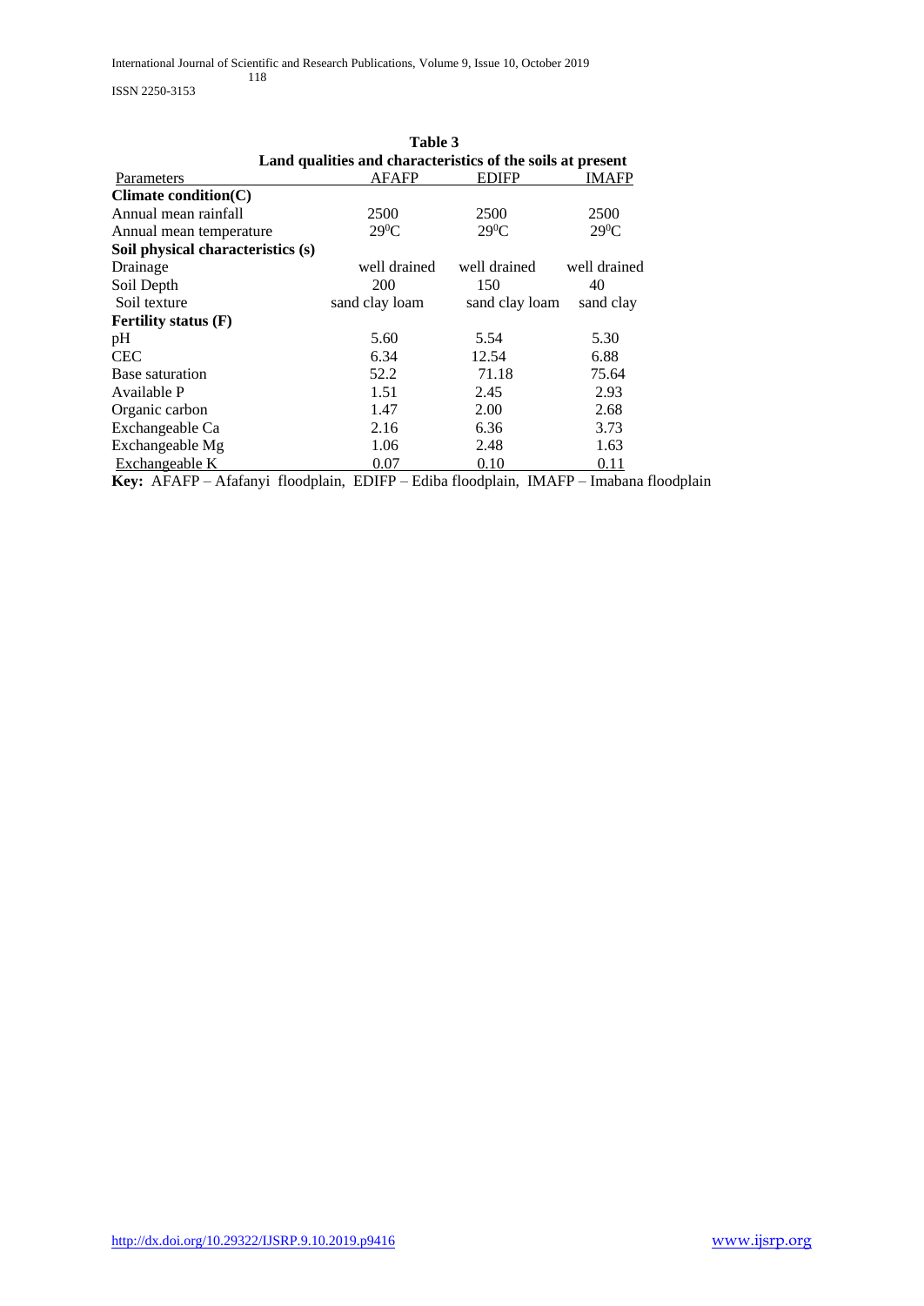**Table 3**

**Land qualities and characteristics of the soils at present**

| Parameters | AFAFP | EDIFP | IMAFP |
|---|---|---|---|
| **Climate condition(C)** | | | |
| Annual mean rainfall | 2500 | 2500 | 2500 |
| Annual mean temperature | $29^0$C | $29^0$C | $29^0$C |
| **Soil physical characteristics (s)** | | | |
| Drainage | well drained | well drained | well drained |
| Soil Depth | 200 | 150 | 40 |
| Soil texture | sand clay loam | sand clay loam | sand clay |
| **Fertility status (F)** | | | |
| pH | 5.60 | 5.54 | 5.30 |
| CEC | 6.34 | 12.54 | 6.88 |
| Base saturation | 52.2 | 71.18 | 75.64 |
| Available P | 1.51 | 2.45 | 2.93 |
| Organic carbon | 1.47 | 2.00 | 2.68 |
| Exchangeable Ca | 2.16 | 6.36 | 3.73 |
| Exchangeable Mg | 1.06 | 2.48 | 1.63 |
| Exchangeable K | 0.07 | 0.10 | 0.11 |

**Key:** AFAFP – Afafanyi floodplain, EDIFP – Ediba floodplain, IMAFP – Imabana floodplain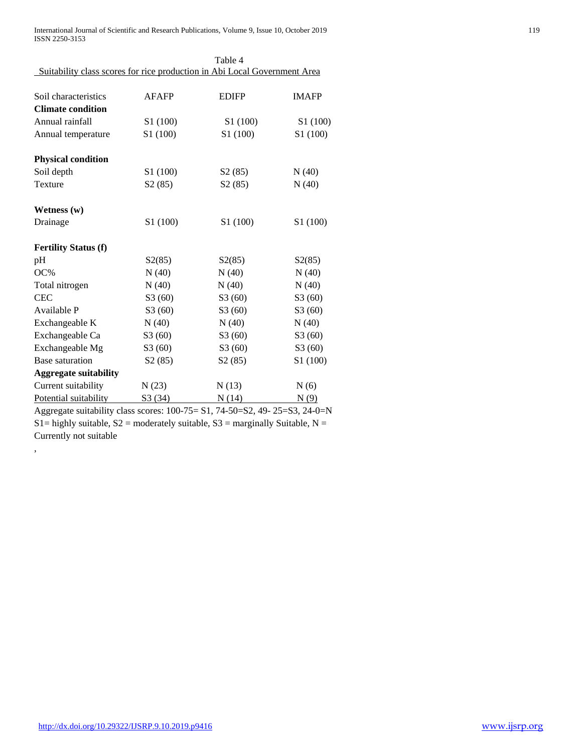Table 4
Suitability class scores for rice production in Abi Local Government Area

| Soil characteristics | AFAFP | EDIFP | IMAFP |
|---|---|---|---|
| **Climate condition** | | | |
| Annual rainfall | S1 (100) | S1 (100) | S1 (100) |
| Annual temperature | S1 (100) | S1 (100) | S1 (100) |
| **Physical condition** | | | |
| Soil depth | S1 (100) | S2 (85) | N (40) |
| Texture | S2 (85) | S2 (85) | N (40) |
| **Wetness (w)** | | | |
| Drainage | S1 (100) | S1 (100) | S1 (100) |
| **Fertility Status (f)** | | | |
| pH | S2(85) | S2(85) | S2(85) |
| OC% | N (40) | N (40) | N (40) |
| Total nitrogen | N (40) | N (40) | N (40) |
| CEC | S3 (60) | S3 (60) | S3 (60) |
| Available P | S3 (60) | S3 (60) | S3 (60) |
| Exchangeable K | N (40) | N (40) | N (40) |
| Exchangeable Ca | S3 (60) | S3 (60) | S3 (60) |
| Exchangeable Mg | S3 (60) | S3 (60) | S3 (60) |
| Base saturation | S2 (85) | S2 (85) | S1 (100) |
| **Aggregate suitability** | | | |
| Current suitability | N (23) | N (13) | N (6) |
| Potential suitability | S3 (34) | N (14) | N (9) |

Aggregate suitability class scores: 100-75= S1, 74-50=S2, 49- 25=S3, 24-0=N
S1= highly suitable, S2 = moderately suitable, S3 = marginally Suitable, N = Currently not suitable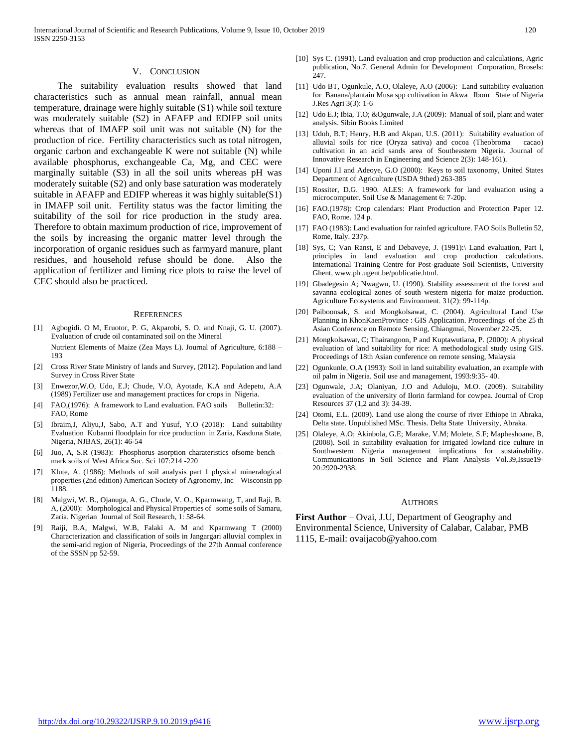## V. Conclusion

The suitability evaluation results showed that land characteristics such as annual mean rainfall, annual mean temperature, drainage were highly suitable (S1) while soil texture was moderately suitable (S2) in AFAFP and EDIFP soil units whereas that of IMAFP soil unit was not suitable (N) for the production of rice. Fertility characteristics such as total nitrogen, organic carbon and exchangeable K were not suitable (N) while available phosphorus, exchangeable Ca, Mg, and CEC were marginally suitable (S3) in all the soil units whereas pH was moderately suitable (S2) and only base saturation was moderately suitable in AFAFP and EDIFP whereas it was highly suitable(S1) in IMAFP soil unit. Fertility status was the factor limiting the suitability of the soil for rice production in the study area. Therefore to obtain maximum production of rice, improvement of the soils by increasing the organic matter level through the incorporation of organic residues such as farmyard manure, plant residues, and household refuse should be done. Also the application of fertilizer and liming rice plots to raise the level of CEC should also be practiced.

## References

[1] Agbogidi. O M, Eruotor, P. G, Akparobi, S. O. and Nnaji, G. U. (2007). Evaluation of crude oil contaminated soil on the Mineral Nutrient Elements of Maize (Zea Mays L). Journal of Agriculture, 6:188 – 193

[2] Cross River State Ministry of lands and Survey, (2012). Population and land Survey in Cross River State

[3] Enwezor,W.O, Udo, E.J; Chude, V.O, Ayotade, K.A and Adepetu, A.A (1989) Fertilizer use and management practices for crops in Nigeria.

[4] FAO,(1976): A framework to Land evaluation. FAO soils Bulletin:32: FAO, Rome

[5] Ibraim,J, Aliyu,J, Sabo, A.T and Yusuf, Y.O (2018): Land suitability Evaluation Kubanni floodplain for rice production in Zaria, Kasduna State, Nigeria, NJBAS, 26(1): 46-54

[6] Juo, A, S.R (1983): Phosphorus asorption charateristics ofsome bench – mark soils of West Africa Soc. Sci 107:214 -220

[7] Klute, A. (1986): Methods of soil analysis part 1 physical mineralogical properties (2nd edition) American Society of Agronomy, Inc Wisconsin pp 1188.

[8] Malgwi, W. B., Ojanuga, A. G., Chude, V. O., Kparmwang, T, and Raji, B. A, (2000): Morphological and Physical Properties of some soils of Samaru, Zaria. Nigerian Journal of Soil Research, 1: 58-64.

[9] Raiji, B.A, Malgwi, W.B, Falaki A. M and Kparmwang T (2000) Characterization and classification of soils in Jangargari alluvial complex in the semi-arid region of Nigeria, Proceedings of the 27th Annual conference of the SSSN pp 52-59.

[10] Sys C. (1991). Land evaluation and crop production and calculations, Agric publication, No.7. General Admin for Development Corporation, Brosels: 247.

[11] Udo BT, Ogunkule, A.O, Olaleye, A.O (2006): Land suitability evaluation for Banana/plantain Musa spp cultivation in Akwa Ibom State of Nigeria J.Res Agri 3(3): 1-6

[12] Udo E.J; Ibia, T.O; &Ogunwale, J.A (2009): Manual of soil, plant and water analysis. Sibin Books Limited

[13] Udoh, B.T; Henry, H.B and Akpan, U.S. (2011): Suitability evaluation of alluvial soils for rice (Oryza sativa) and cocoa (Theobroma cacao) cultivation in an acid sands area of Southeastern Nigeria. Journal of Innovative Research in Engineering and Science 2(3): 148-161).

[14] Uponi J.I and Adeoye, G.O (2000): Keys to soil taxonomy, United States Department of Agriculture (USDA 9thed) 263-385

[15] Rossiter, D.G. 1990. ALES: A framework for land evaluation using a microcomputer. Soil Use & Management 6: 7-20p.

[16] FAO.(1978): Crop calendars: Plant Production and Protection Paper 12. FAO, Rome. 124 p.

[17] FAO (1983): Land evaluation for rainfed agriculture. FAO Soils Bulletin 52, Rome, Italy. 237p.

[18] Sys, C; Van Ranst, E and Debaveye, J. (1991):\ Land evaluation, Part l, principles in land evaluation and crop production calculations. International Training Centre for Post-graduate Soil Scientists, University Ghent, www.plr.ugent.be/publicatie.html.

[19] Gbadegesin A; Nwagwu, U. (1990). Stability assessment of the forest and savanna ecological zones of south western nigeria for maize production. Agriculture Ecosystems and Environment. 31(2): 99-114p.

[20] Paiboonsak, S. and Mongkolsawat, C. (2004). Agricultural Land Use Planning in KhonKaenProvince : GIS Application. Proceedings of the 25 th Asian Conference on Remote Sensing, Chiangmai, November 22-25.

[21] Mongkolsawat, C; Thairangoon, P and Kuptawutiana, P. (2000): A physical evaluation of land suitability for rice: A methodological study using GIS. Proceedings of 18th Asian conference on remote sensing, Malaysia

[22] Ogunkunle, O.A (1993): Soil in land suitability evaluation, an example with oil palm in Nigeria. Soil use and management, 1993:9:35- 40.

[23] Ogunwale, J.A; Olaniyan, J.O and Aduloju, M.O. (2009). Suitability evaluation of the university of Ilorin farmland for cowpea. Journal of Crop Resources 37 (1,2 and 3): 34-39.

[24] Otomi, E.L. (2009). Land use along the course of river Ethiope in Abraka, Delta state. Unpublished MSc. Thesis. Delta State University, Abraka.

[25] Olaleye, A.O; Akinbola, G.E; Marake, V.M; Molete, S.F; Mapheshoane, B, (2008). Soil in suitability evaluation for irrigated lowland rice culture in Southwestern Nigeria management implications for sustainability. Communications in Soil Science and Plant Analysis Vol.39,Issue19-20:2920-2938.

## Authors

**First Author** – Ovai, J.U, Department of Geography and Environmental Science, University of Calabar, Calabar, PMB 1115, E-mail: ovaijacob@yahoo.com